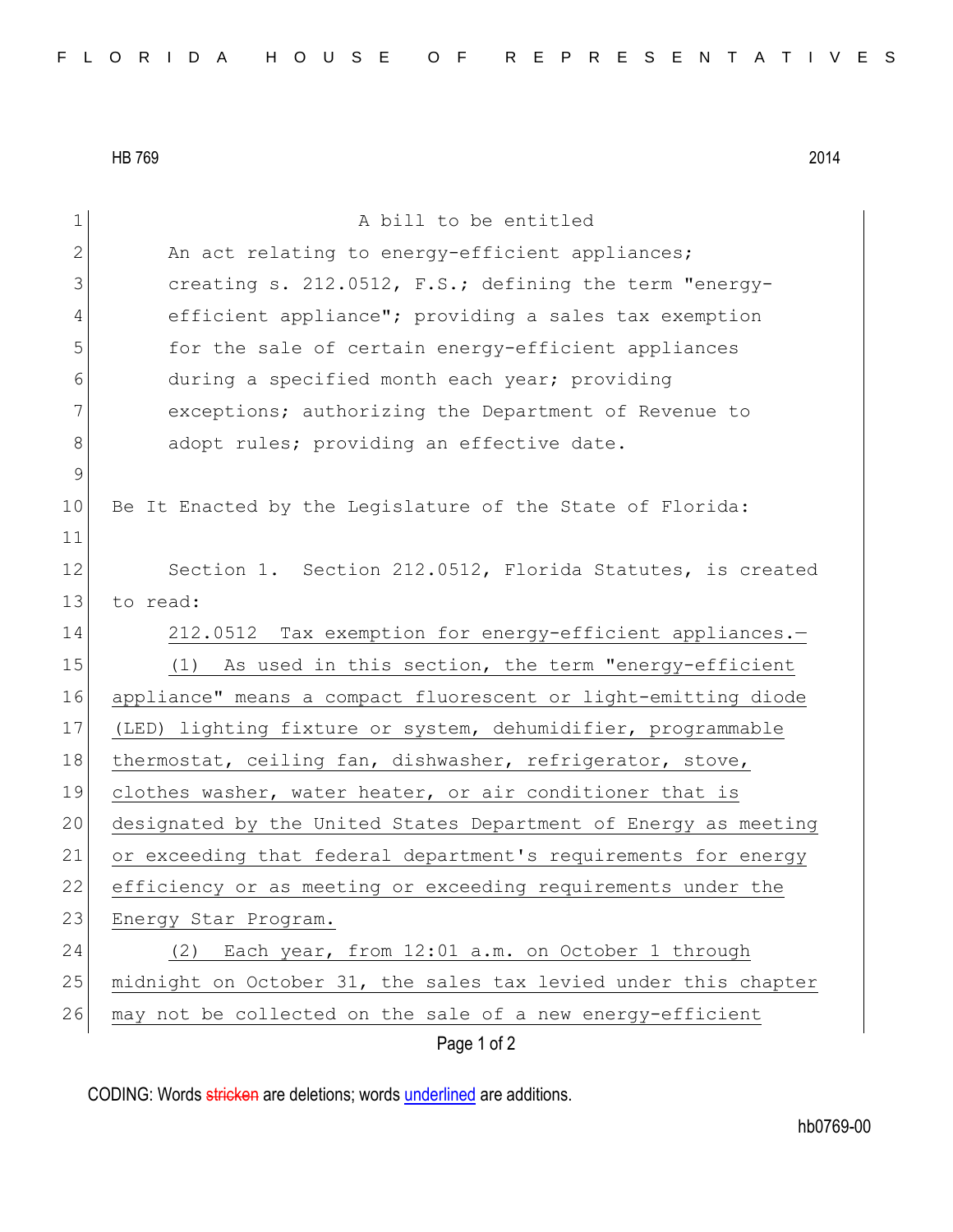HB 769 2014

A bill to be entitled

An act relating to energy-efficient appliances; creating s. 212.0512, F.S.; defining the term "energy-efficient appliance"; providing a sales tax exemption for the sale of certain energy-efficient appliances during a specified month each year; providing exceptions; authorizing the Department of Revenue to adopt rules; providing an effective date.

Be It Enacted by the Legislature of the State of Florida:

Section 1. Section 212.0512, Florida Statutes, is created to read:

212.0512 Tax exemption for energy-efficient appliances.—

(1) As used in this section, the term "energy-efficient appliance" means a compact fluorescent or light-emitting diode (LED) lighting fixture or system, dehumidifier, programmable thermostat, ceiling fan, dishwasher, refrigerator, stove, clothes washer, water heater, or air conditioner that is designated by the United States Department of Energy as meeting or exceeding that federal department's requirements for energy efficiency or as meeting or exceeding requirements under the Energy Star Program.

(2) Each year, from 12:01 a.m. on October 1 through midnight on October 31, the sales tax levied under this chapter may not be collected on the sale of a new energy-efficient

CODING: Words ~~stricken~~ are deletions; words underlined are additions.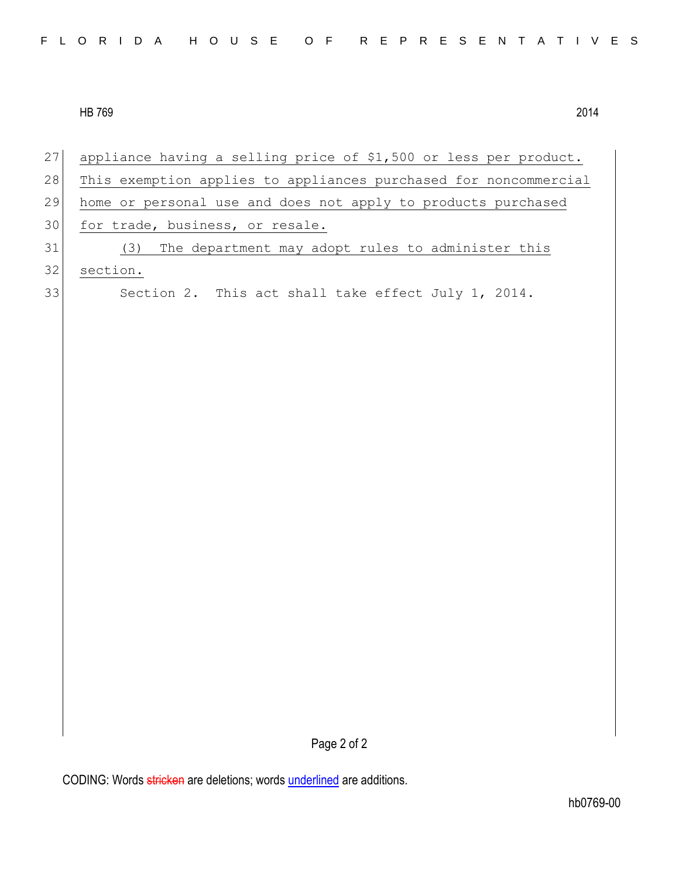27 appliance having a selling price of $1,500 or less per product.
28 This exemption applies to appliances purchased for noncommercial
29 home or personal use and does not apply to products purchased
30 for trade, business, or resale.
31 (3) The department may adopt rules to administer this
32 section.
33 Section 2. This act shall take effect July 1, 2014.

CODING: Words stricken are deletions; words underlined are additions.

hb0769-00